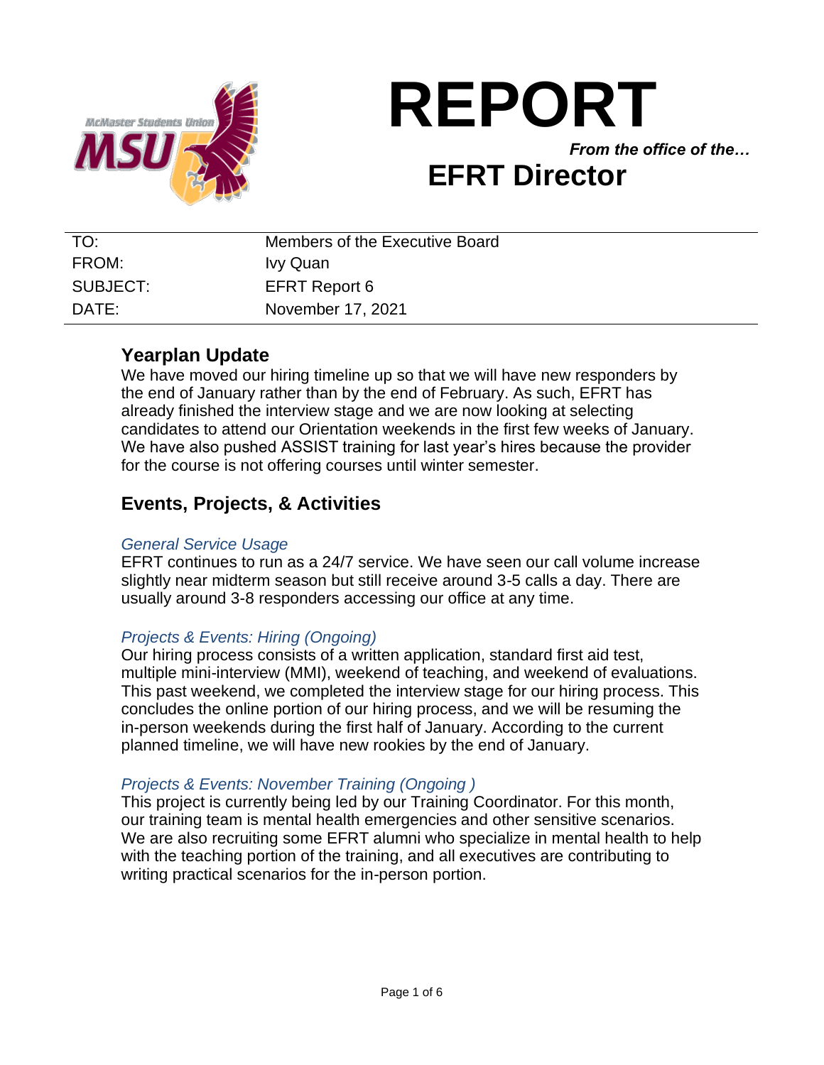# REPORT

*From the office of the…*

## EFRT Director

| | |
|---|---|
| TO: | Members of the Executive Board |
| FROM: | Ivy Quan |
| SUBJECT: | EFRT Report 6 |
| DATE: | November 17, 2021 |

## Yearplan Update

We have moved our hiring timeline up so that we will have new responders by the end of January rather than by the end of February. As such, EFRT has already finished the interview stage and we are now looking at selecting candidates to attend our Orientation weekends in the first few weeks of January. We have also pushed ASSIST training for last year's hires because the provider for the course is not offering courses until winter semester.

## Events, Projects, & Activities

### *General Service Usage*

EFRT continues to run as a 24/7 service. We have seen our call volume increase slightly near midterm season but still receive around 3-5 calls a day. There are usually around 3-8 responders accessing our office at any time.

### *Projects & Events: Hiring (Ongoing)*

Our hiring process consists of a written application, standard first aid test, multiple mini-interview (MMI), weekend of teaching, and weekend of evaluations. This past weekend, we completed the interview stage for our hiring process. This concludes the online portion of our hiring process, and we will be resuming the in-person weekends during the first half of January. According to the current planned timeline, we will have new rookies by the end of January.

### *Projects & Events: November Training (Ongoing )*

This project is currently being led by our Training Coordinator. For this month, our training team is mental health emergencies and other sensitive scenarios. We are also recruiting some EFRT alumni who specialize in mental health to help with the teaching portion of the training, and all executives are contributing to writing practical scenarios for the in-person portion.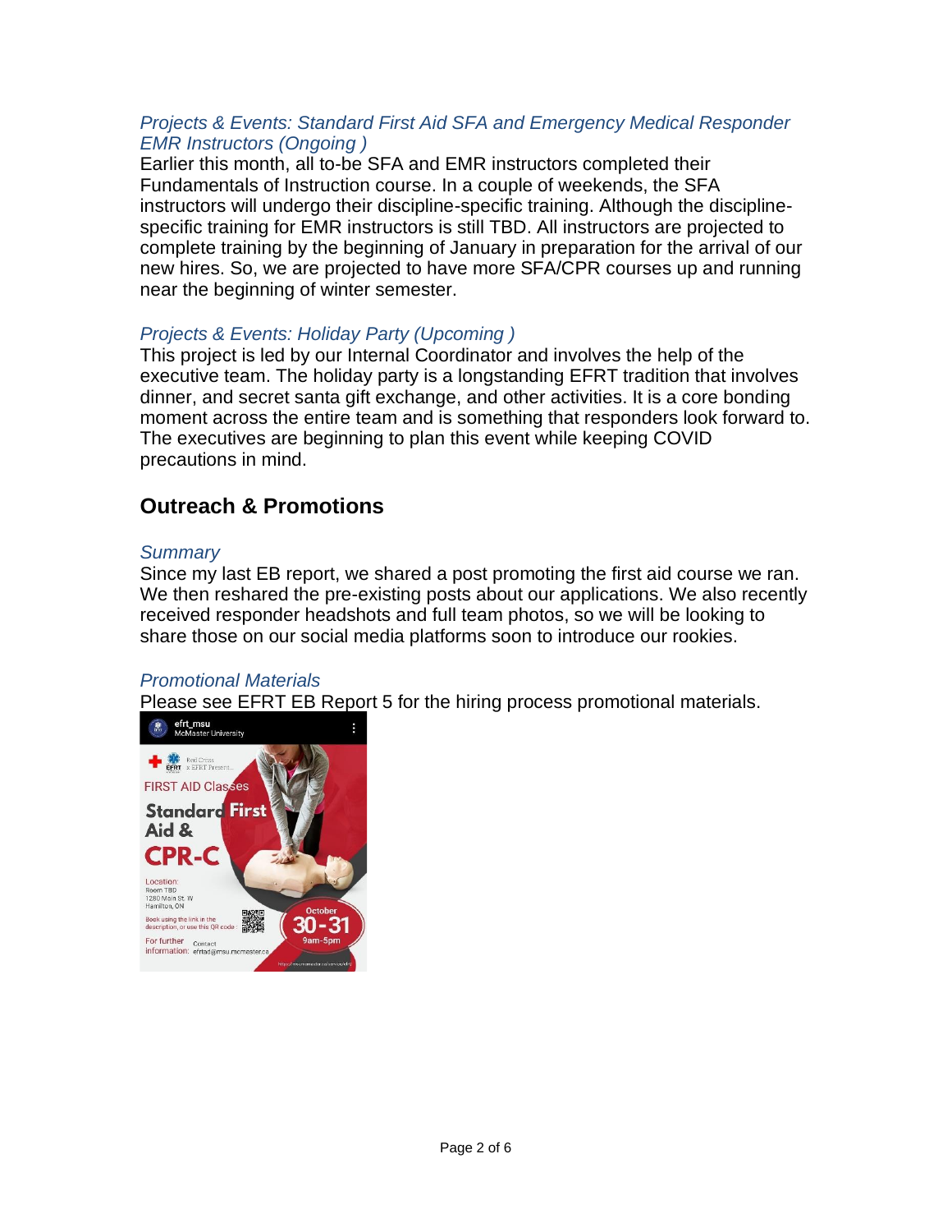*Projects & Events: Standard First Aid SFA and Emergency Medical Responder EMR Instructors (Ongoing )*

Earlier this month, all to-be SFA and EMR instructors completed their Fundamentals of Instruction course. In a couple of weekends, the SFA instructors will undergo their discipline-specific training. Although the discipline-specific training for EMR instructors is still TBD. All instructors are projected to complete training by the beginning of January in preparation for the arrival of our new hires. So, we are projected to have more SFA/CPR courses up and running near the beginning of winter semester.

*Projects & Events: Holiday Party (Upcoming )*

This project is led by our Internal Coordinator and involves the help of the executive team. The holiday party is a longstanding EFRT tradition that involves dinner, and secret santa gift exchange, and other activities. It is a core bonding moment across the entire team and is something that responders look forward to. The executives are beginning to plan this event while keeping COVID precautions in mind.

## Outreach & Promotions

*Summary*

Since my last EB report, we shared a post promoting the first aid course we ran. We then reshared the pre-existing posts about our applications. We also recently received responder headshots and full team photos, so we will be looking to share those on our social media platforms soon to introduce our rookies.

*Promotional Materials*

Please see EFRT EB Report 5 for the hiring process promotional materials.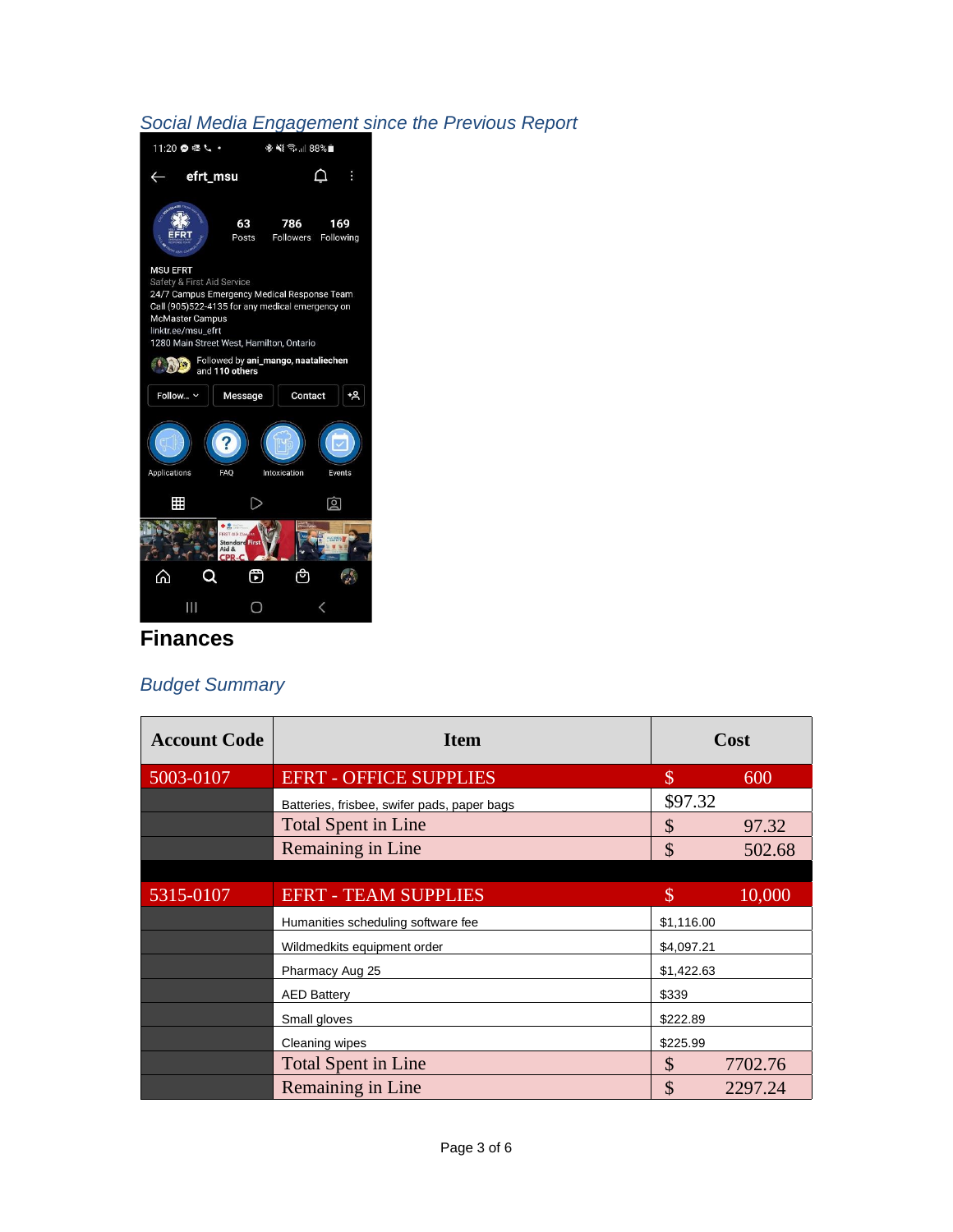### *Social Media Engagement since the Previous Report*

11:20 88%

efrt_msu

63 Posts | 786 Followers | 169 Following

MSU EFRT
Safety & First Aid Service
24/7 Campus Emergency Medical Response Team
Call (905)522-4135 for any medical emergency on McMaster Campus
linktr.ee/msu_efrt
1280 Main Street West, Hamilton, Ontario

Followed by ani_mango, naataliechen and 110 others

Follow... | Message | Contact

Applications | FAQ | Intoxication | Events

## Finances

### *Budget Summary*

| Account Code | Item | Cost |
|---|---|---|
| 5003-0107 | EFRT - OFFICE SUPPLIES | $ 600 |
| | Batteries, frisbee, swifer pads, paper bags | $97.32 |
| | Total Spent in Line | $ 97.32 |
| | Remaining in Line | $ 502.68 |
| | | |
| 5315-0107 | EFRT - TEAM SUPPLIES | $ 10,000 |
| | Humanities scheduling software fee | $1,116.00 |
| | Wildmedkits equipment order | $4,097.21 |
| | Pharmacy Aug 25 | $1,422.63 |
| | AED Battery | $339 |
| | Small gloves | $222.89 |
| | Cleaning wipes | $225.99 |
| | Total Spent in Line | $ 7702.76 |
| | Remaining in Line | $ 2297.24 |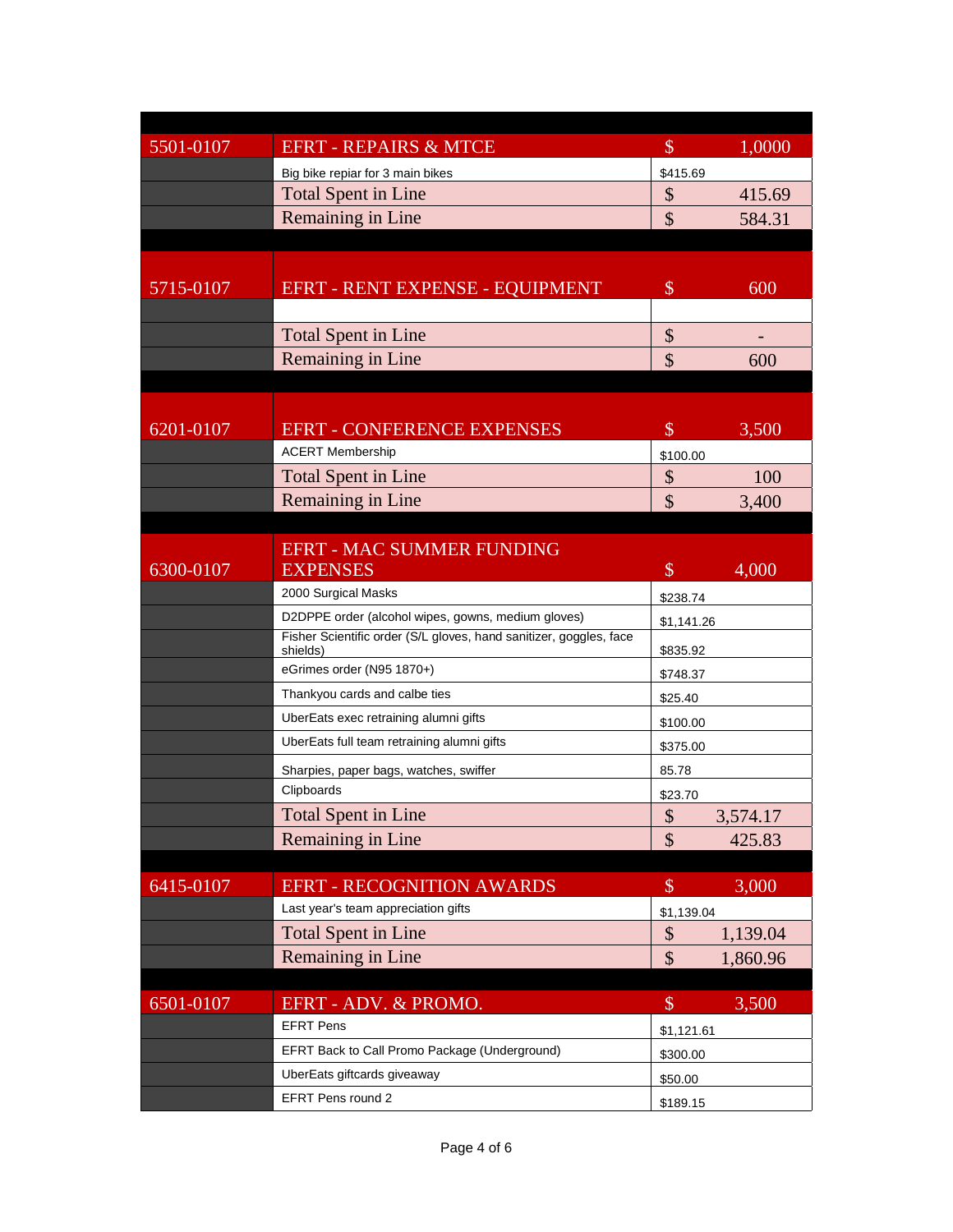| Account | Description | | Amount |
| --- | --- | --- | --- |
| 5501-0107 | EFRT - REPAIRS & MTCE | $ | 1,0000 |
| | Big bike repair for 3 main bikes | $415.69 | |
| | Total Spent in Line | $ | 415.69 |
| | Remaining in Line | $ | 584.31 |
| 5715-0107 | EFRT - RENT EXPENSE - EQUIPMENT | $ | 600 |
| | | | |
| | Total Spent in Line | $ | - |
| | Remaining in Line | $ | 600 |
| 6201-0107 | EFRT - CONFERENCE EXPENSES | $ | 3,500 |
| | ACERT Membership | $100.00 | |
| | Total Spent in Line | $ | 100 |
| | Remaining in Line | $ | 3,400 |
| 6300-0107 | EFRT - MAC SUMMER FUNDING EXPENSES | $ | 4,000 |
| | 2000 Surgical Masks | $238.74 | |
| | D2DPPE order (alcohol wipes, gowns, medium gloves) | $1,141.26 | |
| | Fisher Scientific order (S/L gloves, hand sanitizer, goggles, face shields) | $835.92 | |
| | eGrimes order (N95 1870+) | $748.37 | |
| | Thankyou cards and calbe ties | $25.40 | |
| | UberEats exec retraining alumni gifts | $100.00 | |
| | UberEats full team retraining alumni gifts | $375.00 | |
| | Sharpies, paper bags, watches, swiffer | 85.78 | |
| | Clipboards | $23.70 | |
| | Total Spent in Line | $ | 3,574.17 |
| | Remaining in Line | $ | 425.83 |
| 6415-0107 | EFRT - RECOGNITION AWARDS | $ | 3,000 |
| | Last year's team appreciation gifts | $1,139.04 | |
| | Total Spent in Line | $ | 1,139.04 |
| | Remaining in Line | $ | 1,860.96 |
| 6501-0107 | EFRT - ADV. & PROMO. | $ | 3,500 |
| | EFRT Pens | $1,121.61 | |
| | EFRT Back to Call Promo Package (Underground) | $300.00 | |
| | UberEats giftcards giveaway | $50.00 | |
| | EFRT Pens round 2 | $189.15 | |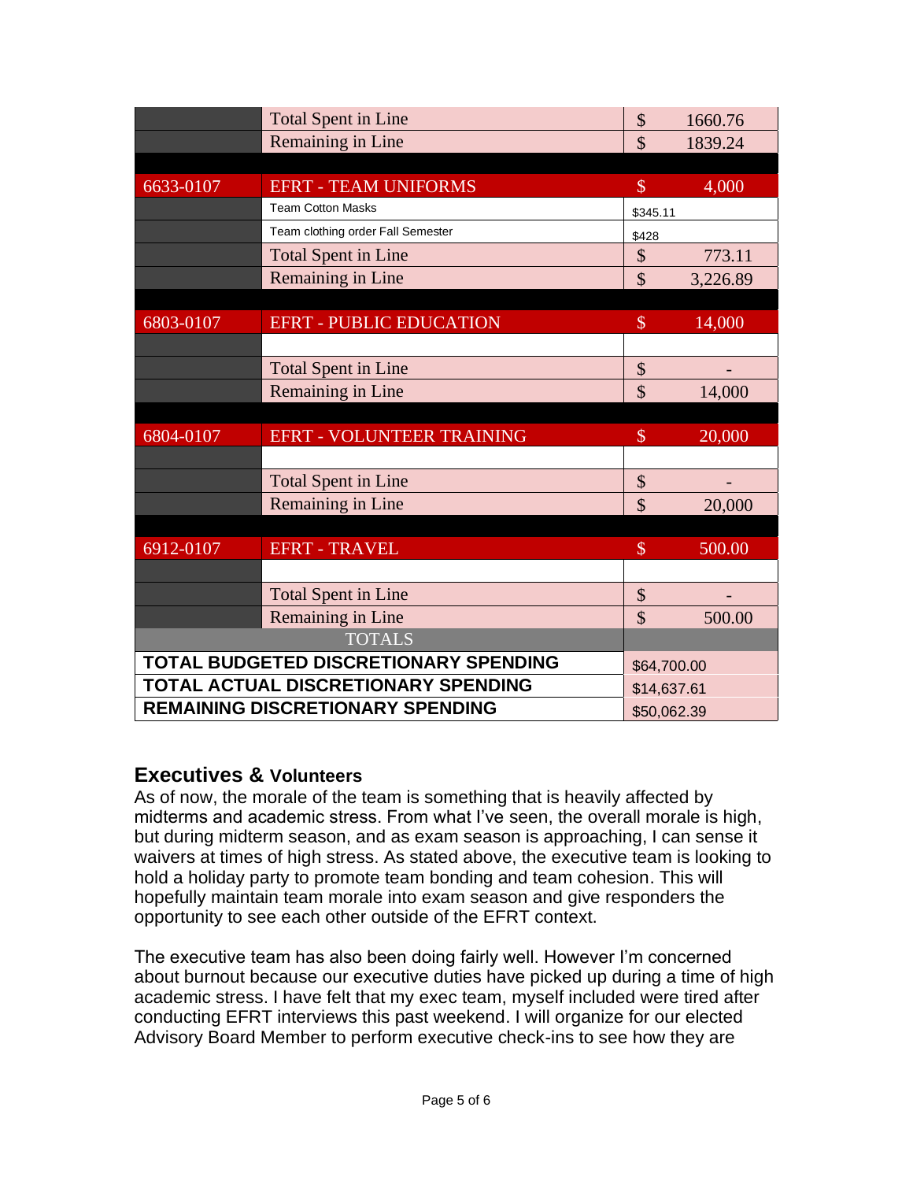| | | | |
|---|---|---|---|
| | Total Spent in Line | $ | 1660.76 |
| | Remaining in Line | $ | 1839.24 |
| | | | |
| 6633-0107 | EFRT - TEAM UNIFORMS | $ | 4,000 |
| | Team Cotton Masks | $345.11 | |
| | Team clothing order Fall Semester | $428 | |
| | Total Spent in Line | $ | 773.11 |
| | Remaining in Line | $ | 3,226.89 |
| | | | |
| 6803-0107 | EFRT - PUBLIC EDUCATION | $ | 14,000 |
| | | | |
| | Total Spent in Line | $ | - |
| | Remaining in Line | $ | 14,000 |
| | | | |
| 6804-0107 | EFRT - VOLUNTEER TRAINING | $ | 20,000 |
| | | | |
| | Total Spent in Line | $ | - |
| | Remaining in Line | $ | 20,000 |
| | | | |
| 6912-0107 | EFRT - TRAVEL | $ | 500.00 |
| | | | |
| | Total Spent in Line | $ | - |
| | Remaining in Line | $ | 500.00 |
| TOTALS | | | |
| **TOTAL BUDGETED DISCRETIONARY SPENDING** | | $64,700.00 | |
| **TOTAL ACTUAL DISCRETIONARY SPENDING** | | $14,637.61 | |
| **REMAINING DISCRETIONARY SPENDING** | | $50,062.39 | |

## Executives & Volunteers

As of now, the morale of the team is something that is heavily affected by midterms and academic stress. From what I've seen, the overall morale is high, but during midterm season, and as exam season is approaching, I can sense it waivers at times of high stress. As stated above, the executive team is looking to hold a holiday party to promote team bonding and team cohesion. This will hopefully maintain team morale into exam season and give responders the opportunity to see each other outside of the EFRT context.

The executive team has also been doing fairly well. However I'm concerned about burnout because our executive duties have picked up during a time of high academic stress. I have felt that my exec team, myself included were tired after conducting EFRT interviews this past weekend. I will organize for our elected Advisory Board Member to perform executive check-ins to see how they are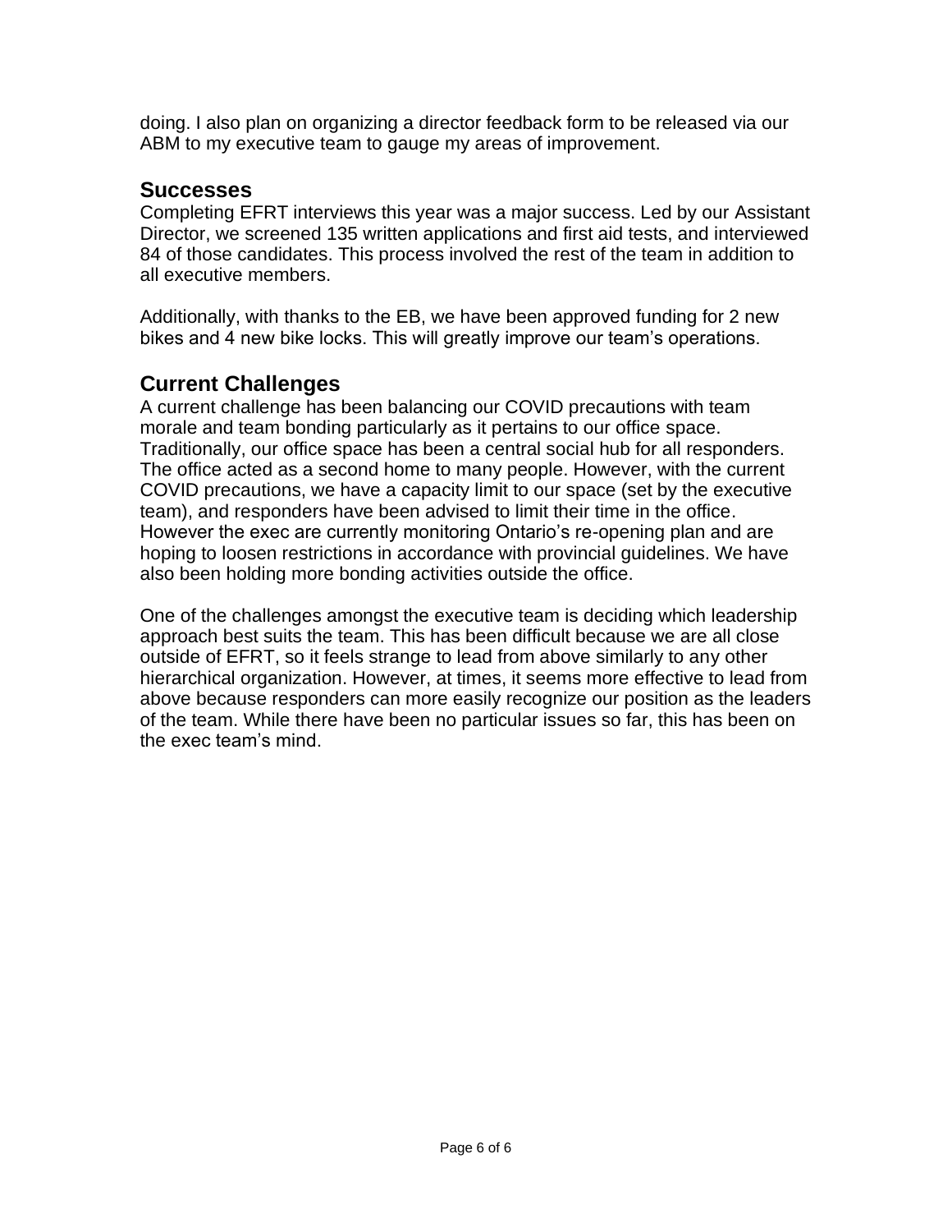doing. I also plan on organizing a director feedback form to be released via our ABM to my executive team to gauge my areas of improvement.

## Successes

Completing EFRT interviews this year was a major success. Led by our Assistant Director, we screened 135 written applications and first aid tests, and interviewed 84 of those candidates. This process involved the rest of the team in addition to all executive members.

Additionally, with thanks to the EB, we have been approved funding for 2 new bikes and 4 new bike locks. This will greatly improve our team's operations.

## Current Challenges

A current challenge has been balancing our COVID precautions with team morale and team bonding particularly as it pertains to our office space. Traditionally, our office space has been a central social hub for all responders. The office acted as a second home to many people. However, with the current COVID precautions, we have a capacity limit to our space (set by the executive team), and responders have been advised to limit their time in the office. However the exec are currently monitoring Ontario's re-opening plan and are hoping to loosen restrictions in accordance with provincial guidelines. We have also been holding more bonding activities outside the office.

One of the challenges amongst the executive team is deciding which leadership approach best suits the team. This has been difficult because we are all close outside of EFRT, so it feels strange to lead from above similarly to any other hierarchical organization. However, at times, it seems more effective to lead from above because responders can more easily recognize our position as the leaders of the team. While there have been no particular issues so far, this has been on the exec team's mind.